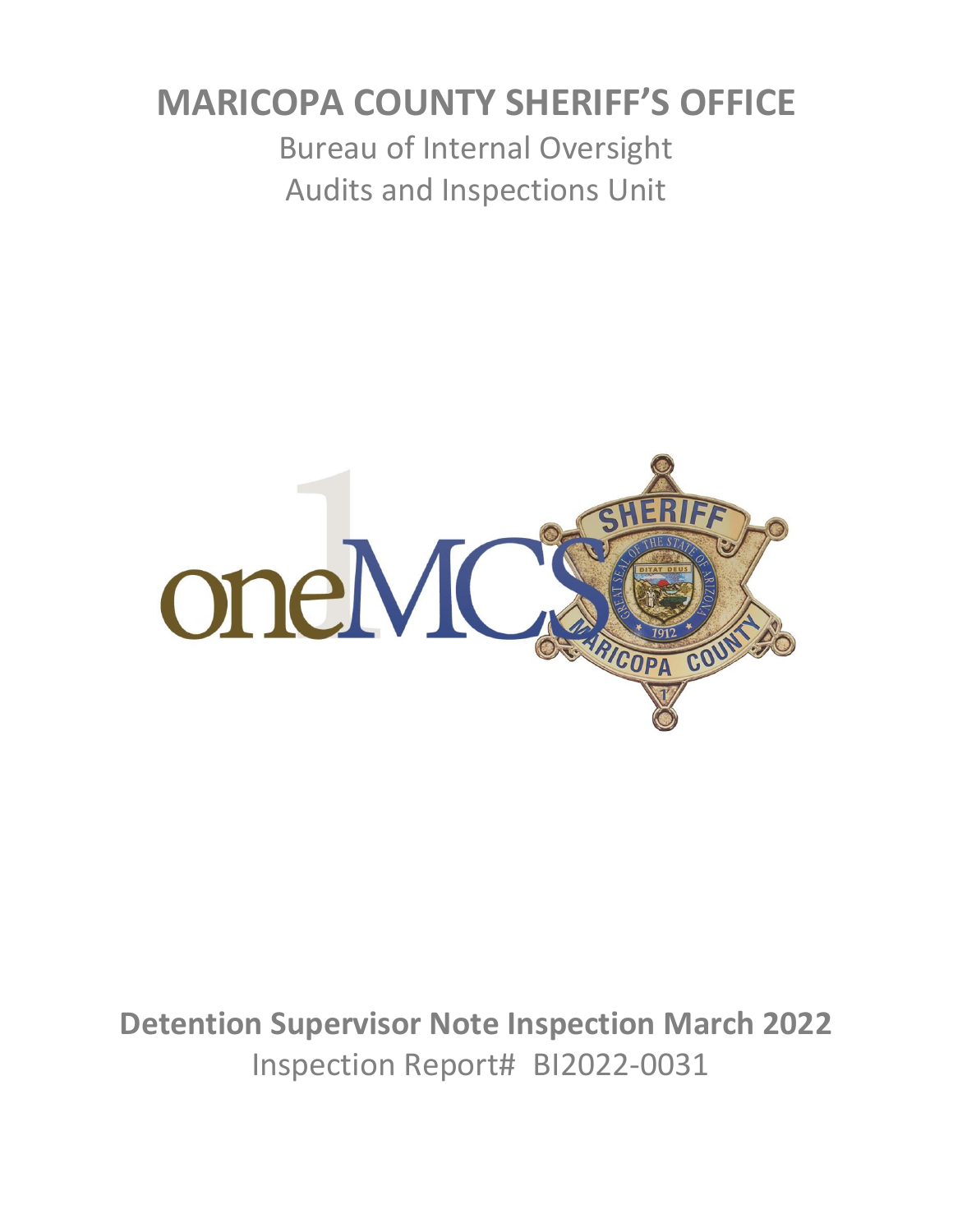# MARICOPA COUNTY SHERIFF'S OFFICE

Bureau of Internal Oversight

Audits and Inspections Unit

## Detention Supervisor Note Inspection March 2022

Inspection Report# BI2022-0031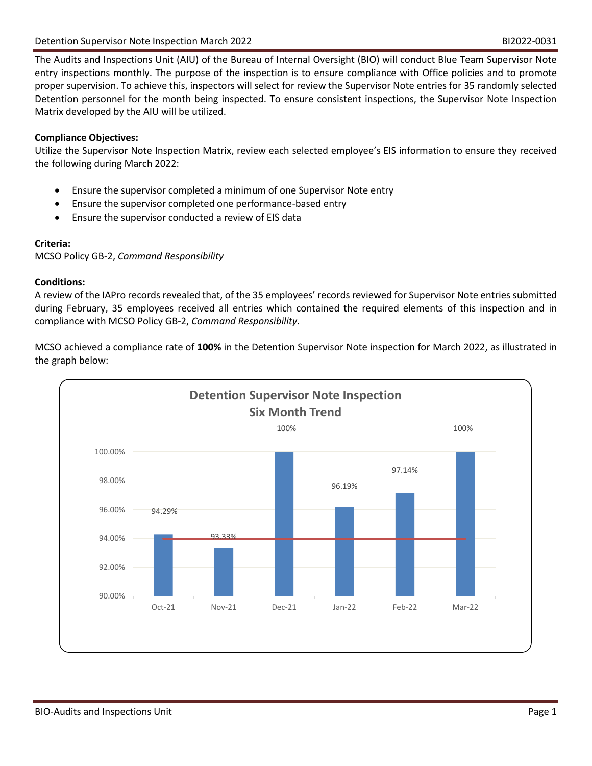The Audits and Inspections Unit (AIU) of the Bureau of Internal Oversight (BIO) will conduct Blue Team Supervisor Note entry inspections monthly. The purpose of the inspection is to ensure compliance with Office policies and to promote proper supervision. To achieve this, inspectors will select for review the Supervisor Note entries for 35 randomly selected Detention personnel for the month being inspected. To ensure consistent inspections, the Supervisor Note Inspection Matrix developed by the AIU will be utilized.

**Compliance Objectives:**
Utilize the Supervisor Note Inspection Matrix, review each selected employee's EIS information to ensure they received the following during March 2022:

- Ensure the supervisor completed a minimum of one Supervisor Note entry
- Ensure the supervisor completed one performance-based entry
- Ensure the supervisor conducted a review of EIS data

**Criteria:**
MCSO Policy GB-2, *Command Responsibility*

**Conditions:**
A review of the IAPro records revealed that, of the 35 employees' records reviewed for Supervisor Note entries submitted during February, 35 employees received all entries which contained the required elements of this inspection and in compliance with MCSO Policy GB-2, *Command Responsibility*.

MCSO achieved a compliance rate of **100%** in the Detention Supervisor Note inspection for March 2022, as illustrated in the graph below:

**Detention Supervisor Note Inspection Six Month Trend**

| Month | Compliance Rate |
|---|---|
| Oct-21 | 94.29% |
| Nov-21 | 93.33% |
| Dec-21 | 100% |
| Jan-22 | 96.19% |
| Feb-22 | 97.14% |
| Mar-22 | 100% |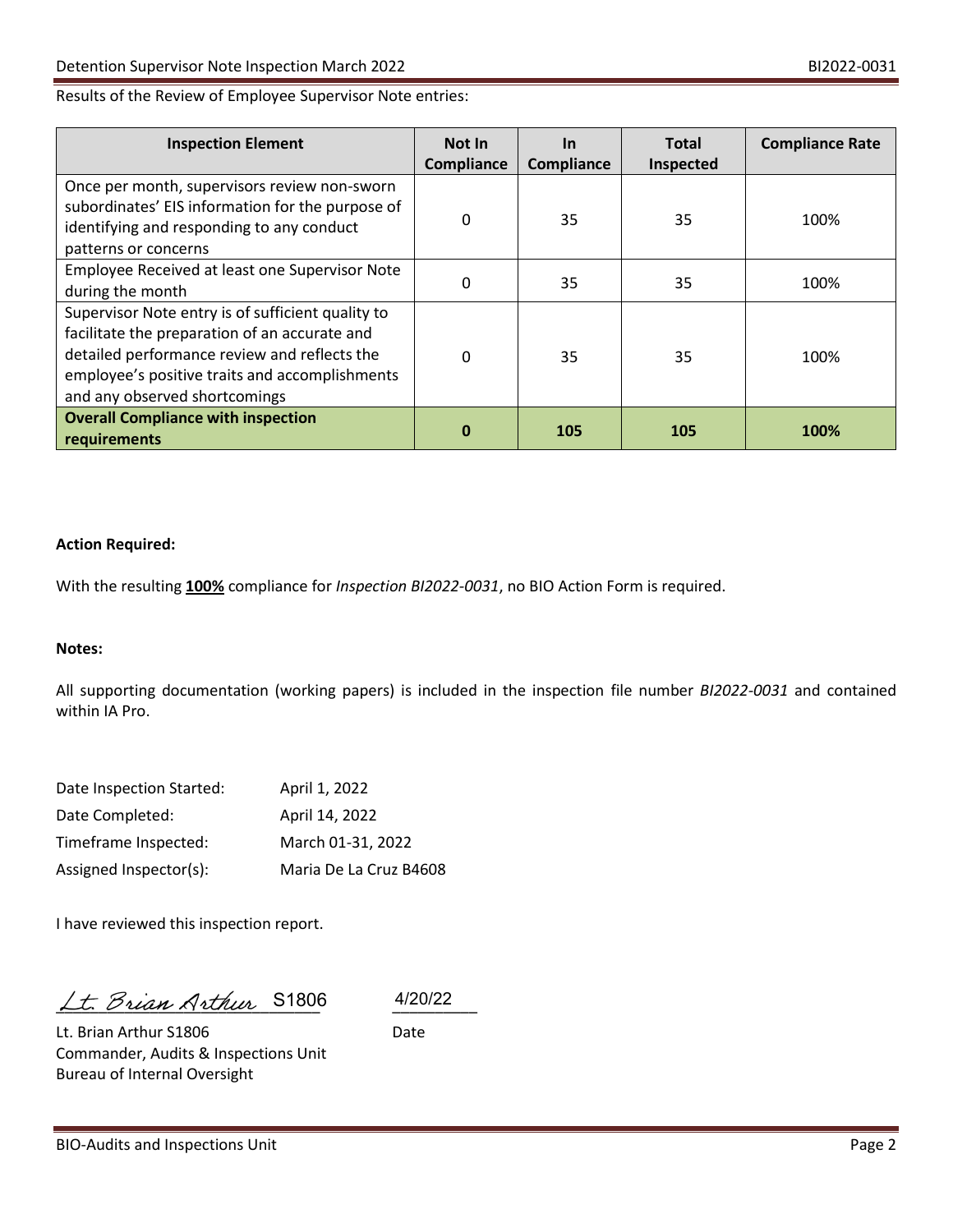Results of the Review of Employee Supervisor Note entries:

| Inspection Element | Not In Compliance | In Compliance | Total Inspected | Compliance Rate |
|---|---|---|---|---|
| Once per month, supervisors review non-sworn subordinates' EIS information for the purpose of identifying and responding to any conduct patterns or concerns | 0 | 35 | 35 | 100% |
| Employee Received at least one Supervisor Note during the month | 0 | 35 | 35 | 100% |
| Supervisor Note entry is of sufficient quality to facilitate the preparation of an accurate and detailed performance review and reflects the employee's positive traits and accomplishments and any observed shortcomings | 0 | 35 | 35 | 100% |
| **Overall Compliance with inspection requirements** | **0** | **105** | **105** | **100%** |

**Action Required:**

With the resulting **100%** compliance for *Inspection BI2022-0031*, no BIO Action Form is required.

**Notes:**

All supporting documentation (working papers) is included in the inspection file number *BI2022-0031* and contained within IA Pro.

| | |
|---|---|
| Date Inspection Started: | April 1, 2022 |
| Date Completed: | April 14, 2022 |
| Timeframe Inspected: | March 01-31, 2022 |
| Assigned Inspector(s): | Maria De La Cruz B4608 |

I have reviewed this inspection report.

Lt. Brian Arthur S1806 &nbsp;&nbsp;&nbsp;&nbsp; 4/20/22

Lt. Brian Arthur S1806 &nbsp;&nbsp;&nbsp;&nbsp; Date
Commander, Audits & Inspections Unit
Bureau of Internal Oversight